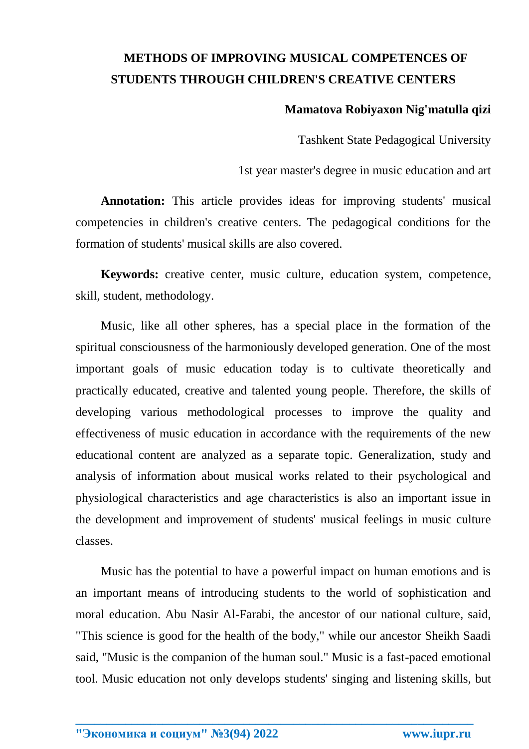# METHODS OF IMPROVING MUSICAL COMPETENCES OF STUDENTS THROUGH CHILDREN'S CREATIVE CENTERS

**Mamatova Robiyaxon Nig'matulla qizi**

Tashkent State Pedagogical University

1st year master's degree in music education and art

**Annotation:** This article provides ideas for improving students' musical competencies in children's creative centers. The pedagogical conditions for the formation of students' musical skills are also covered.

**Keywords:** creative center, music culture, education system, competence, skill, student, methodology.

Music, like all other spheres, has a special place in the formation of the spiritual consciousness of the harmoniously developed generation. One of the most important goals of music education today is to cultivate theoretically and practically educated, creative and talented young people. Therefore, the skills of developing various methodological processes to improve the quality and effectiveness of music education in accordance with the requirements of the new educational content are analyzed as a separate topic. Generalization, study and analysis of information about musical works related to their psychological and physiological characteristics and age characteristics is also an important issue in the development and improvement of students' musical feelings in music culture classes.

Music has the potential to have a powerful impact on human emotions and is an important means of introducing students to the world of sophistication and moral education. Abu Nasir Al-Farabi, the ancestor of our national culture, said, "This science is good for the health of the body," while our ancestor Sheikh Saadi said, "Music is the companion of the human soul." Music is a fast-paced emotional tool. Music education not only develops students' singing and listening skills, but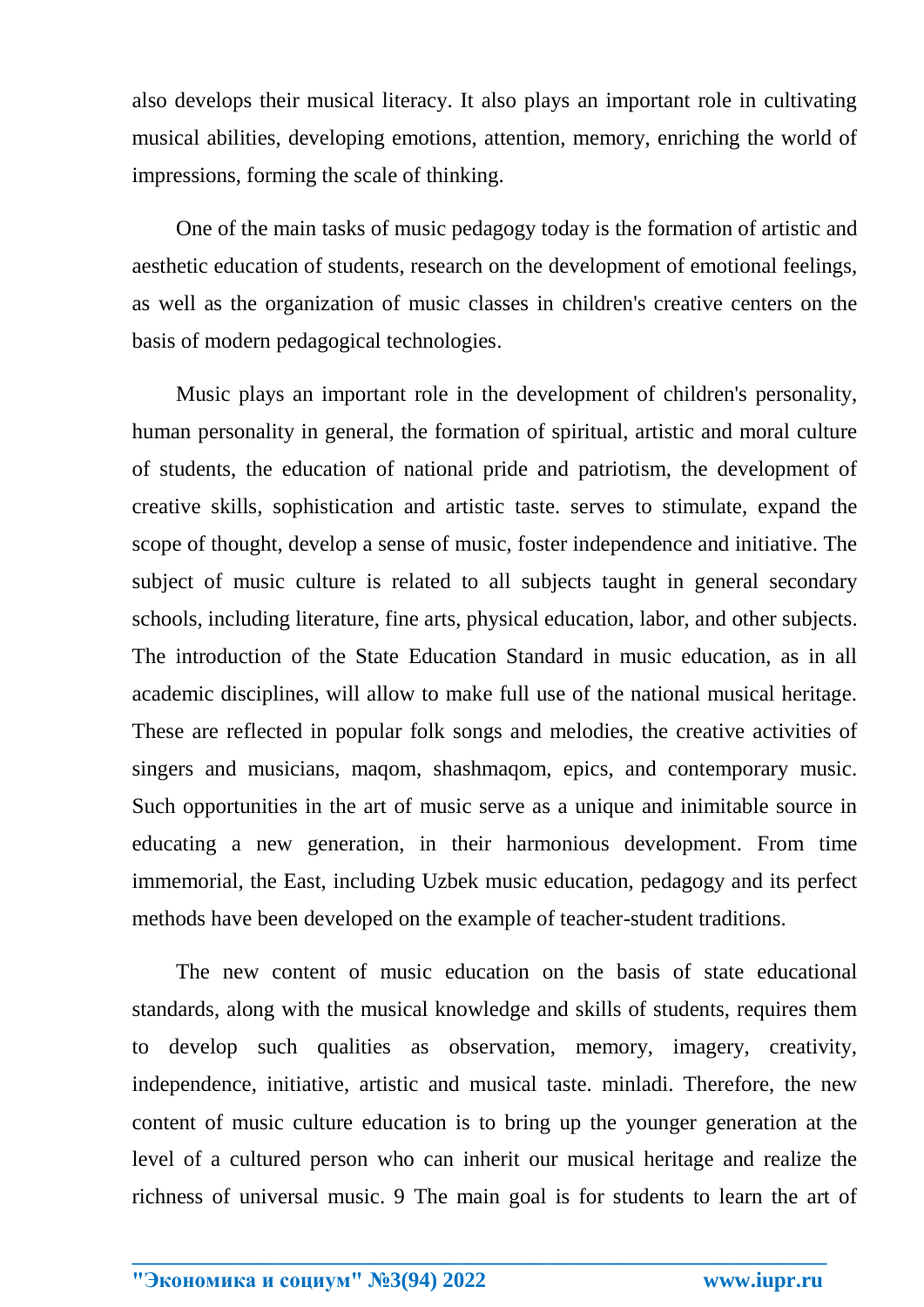also develops their musical literacy. It also plays an important role in cultivating musical abilities, developing emotions, attention, memory, enriching the world of impressions, forming the scale of thinking.

One of the main tasks of music pedagogy today is the formation of artistic and aesthetic education of students, research on the development of emotional feelings, as well as the organization of music classes in children's creative centers on the basis of modern pedagogical technologies.

Music plays an important role in the development of children's personality, human personality in general, the formation of spiritual, artistic and moral culture of students, the education of national pride and patriotism, the development of creative skills, sophistication and artistic taste. serves to stimulate, expand the scope of thought, develop a sense of music, foster independence and initiative. The subject of music culture is related to all subjects taught in general secondary schools, including literature, fine arts, physical education, labor, and other subjects. The introduction of the State Education Standard in music education, as in all academic disciplines, will allow to make full use of the national musical heritage. These are reflected in popular folk songs and melodies, the creative activities of singers and musicians, maqom, shashmaqom, epics, and contemporary music. Such opportunities in the art of music serve as a unique and inimitable source in educating a new generation, in their harmonious development. From time immemorial, the East, including Uzbek music education, pedagogy and its perfect methods have been developed on the example of teacher-student traditions.

The new content of music education on the basis of state educational standards, along with the musical knowledge and skills of students, requires them to develop such qualities as observation, memory, imagery, creativity, independence, initiative, artistic and musical taste. minladi. Therefore, the new content of music culture education is to bring up the younger generation at the level of a cultured person who can inherit our musical heritage and realize the richness of universal music. 9 The main goal is for students to learn the art of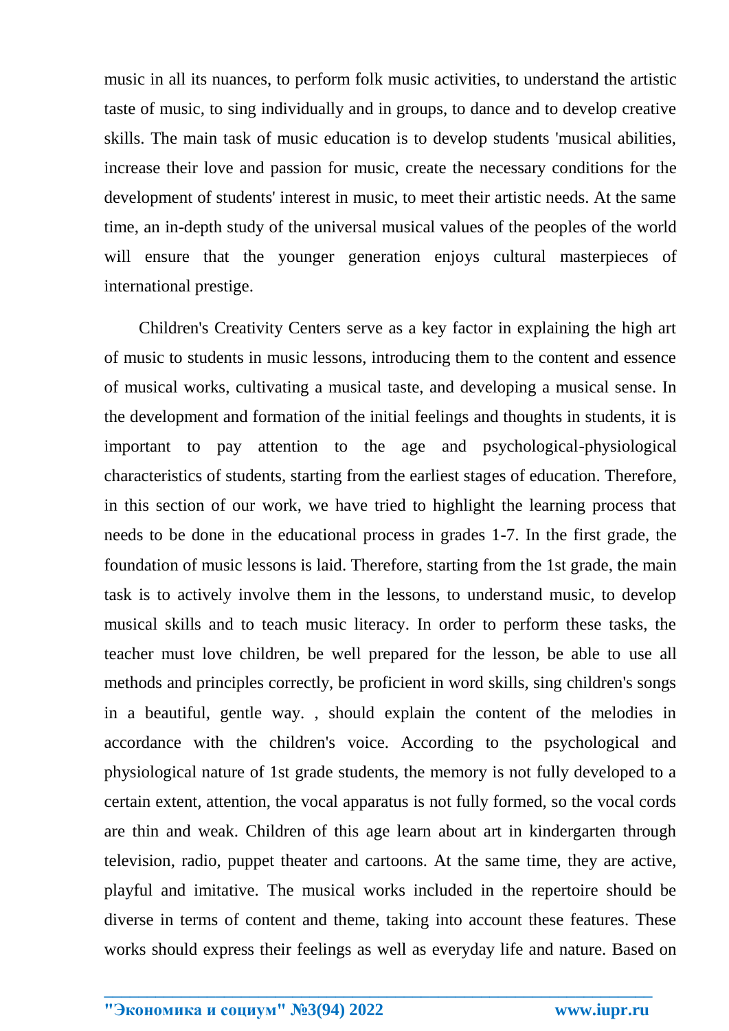music in all its nuances, to perform folk music activities, to understand the artistic taste of music, to sing individually and in groups, to dance and to develop creative skills. The main task of music education is to develop students 'musical abilities, increase their love and passion for music, create the necessary conditions for the development of students' interest in music, to meet their artistic needs. At the same time, an in-depth study of the universal musical values of the peoples of the world will ensure that the younger generation enjoys cultural masterpieces of international prestige.

Children's Creativity Centers serve as a key factor in explaining the high art of music to students in music lessons, introducing them to the content and essence of musical works, cultivating a musical taste, and developing a musical sense. In the development and formation of the initial feelings and thoughts in students, it is important to pay attention to the age and psychological-physiological characteristics of students, starting from the earliest stages of education. Therefore, in this section of our work, we have tried to highlight the learning process that needs to be done in the educational process in grades 1-7. In the first grade, the foundation of music lessons is laid. Therefore, starting from the 1st grade, the main task is to actively involve them in the lessons, to understand music, to develop musical skills and to teach music literacy. In order to perform these tasks, the teacher must love children, be well prepared for the lesson, be able to use all methods and principles correctly, be proficient in word skills, sing children's songs in a beautiful, gentle way. , should explain the content of the melodies in accordance with the children's voice. According to the psychological and physiological nature of 1st grade students, the memory is not fully developed to a certain extent, attention, the vocal apparatus is not fully formed, so the vocal cords are thin and weak. Children of this age learn about art in kindergarten through television, radio, puppet theater and cartoons. At the same time, they are active, playful and imitative. The musical works included in the repertoire should be diverse in terms of content and theme, taking into account these features. These works should express their feelings as well as everyday life and nature. Based on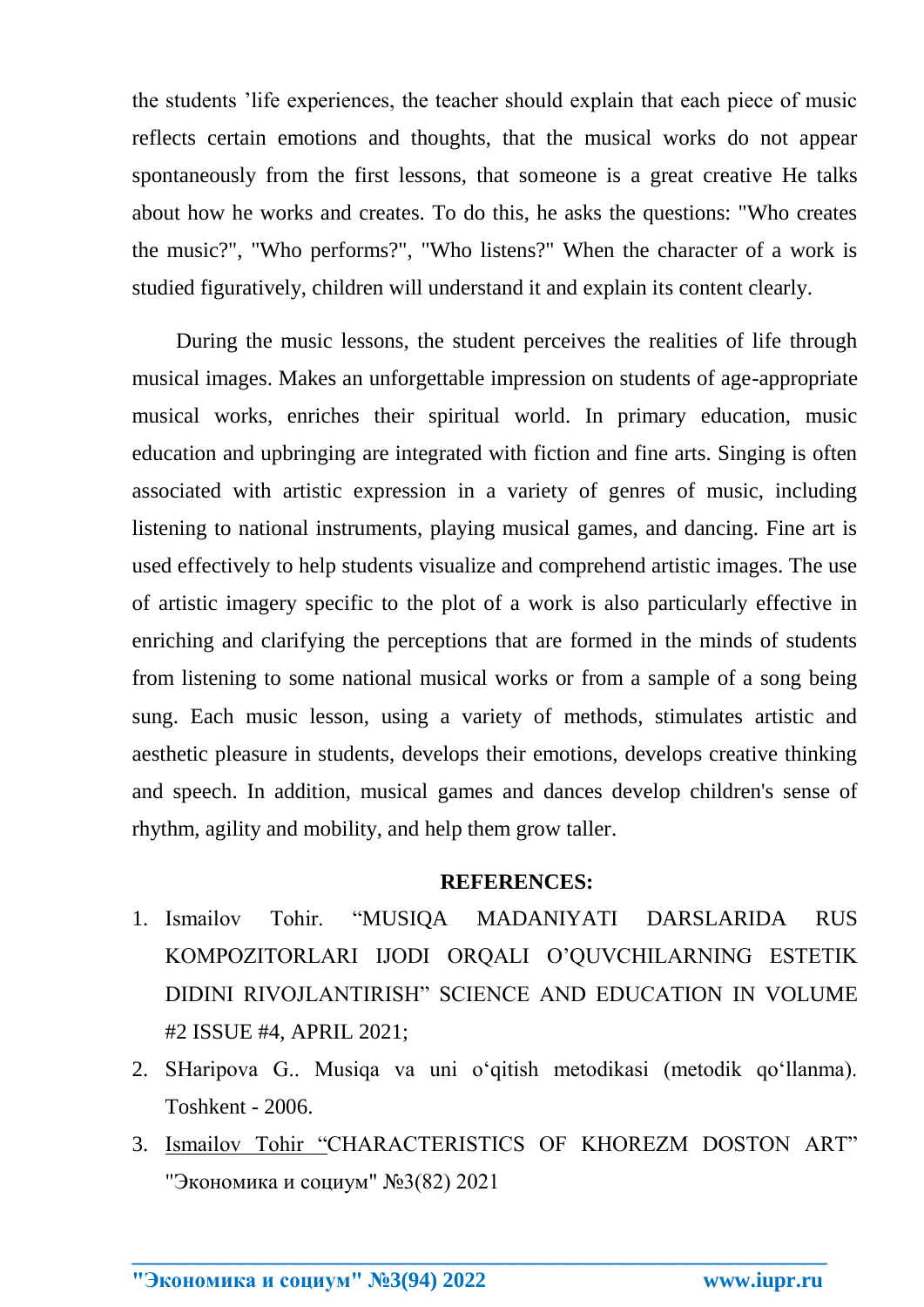the students 'life experiences, the teacher should explain that each piece of music reflects certain emotions and thoughts, that the musical works do not appear spontaneously from the first lessons, that someone is a great creative He talks about how he works and creates. To do this, he asks the questions: "Who creates the music?", "Who performs?", "Who listens?" When the character of a work is studied figuratively, children will understand it and explain its content clearly.

During the music lessons, the student perceives the realities of life through musical images. Makes an unforgettable impression on students of age-appropriate musical works, enriches their spiritual world. In primary education, music education and upbringing are integrated with fiction and fine arts. Singing is often associated with artistic expression in a variety of genres of music, including listening to national instruments, playing musical games, and dancing. Fine art is used effectively to help students visualize and comprehend artistic images. The use of artistic imagery specific to the plot of a work is also particularly effective in enriching and clarifying the perceptions that are formed in the minds of students from listening to some national musical works or from a sample of a song being sung. Each music lesson, using a variety of methods, stimulates artistic and aesthetic pleasure in students, develops their emotions, develops creative thinking and speech. In addition, musical games and dances develop children's sense of rhythm, agility and mobility, and help them grow taller.

**REFERENCES:**

1. Ismailov Tohir. "MUSIQA MADANIYATI DARSLARIDA RUS KOMPOZITORLARI IJODI ORQALI O'QUVCHILARNING ESTETIK DIDINI RIVOJLANTIRISH" SCIENCE AND EDUCATION IN VOLUME #2 ISSUE #4, APRIL 2021;
2. SHaripova G.. Musiqa va uni o'qitish metodikasi (metodik qo'llanma). Toshkent - 2006.
3. Ismailov Tohir "CHARACTERISTICS OF KHOREZM DOSTON ART" "Экономика и социум" №3(82) 2021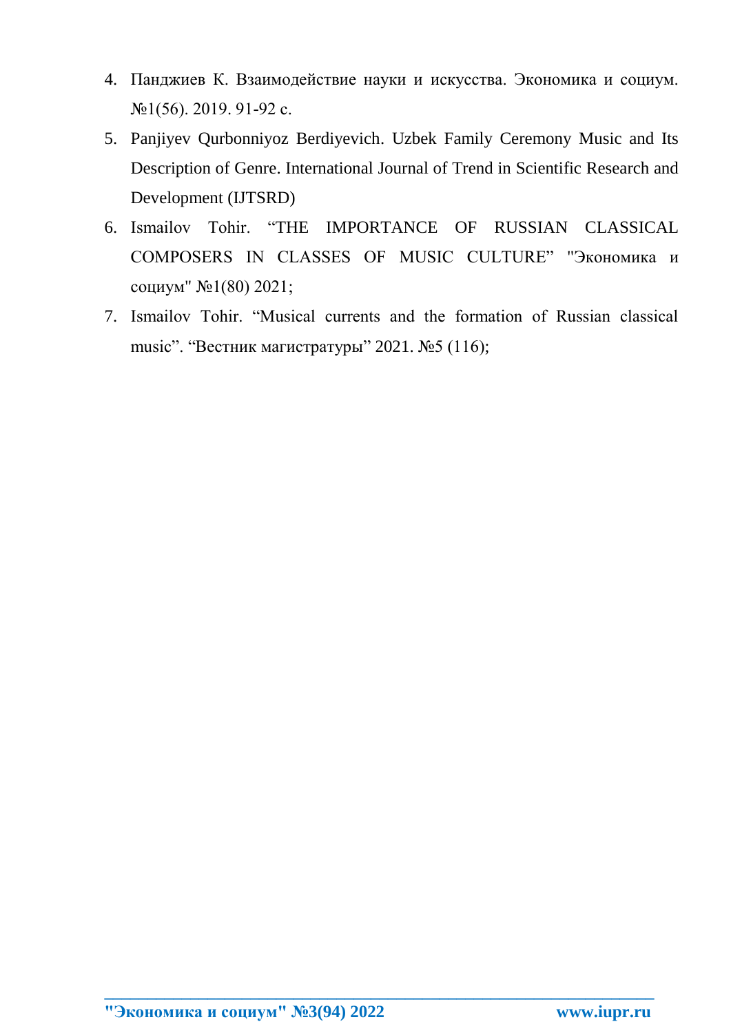4. Панджиев К. Взаимодействие науки и искусства. Экономика и социум. №1(56). 2019. 91-92 с.
5. Panjiyev Qurbonniyoz Berdiyevich. Uzbek Family Ceremony Music and Its Description of Genre. International Journal of Trend in Scientific Research and Development (IJTSRD)
6. Ismailov Tohir. “THE IMPORTANCE OF RUSSIAN CLASSICAL COMPOSERS IN CLASSES OF MUSIC CULTURE” "Экономика и социум" №1(80) 2021;
7. Ismailov Tohir. “Musical currents and the formation of Russian classical music”. “Вестник магистратуры” 2021. №5 (116);